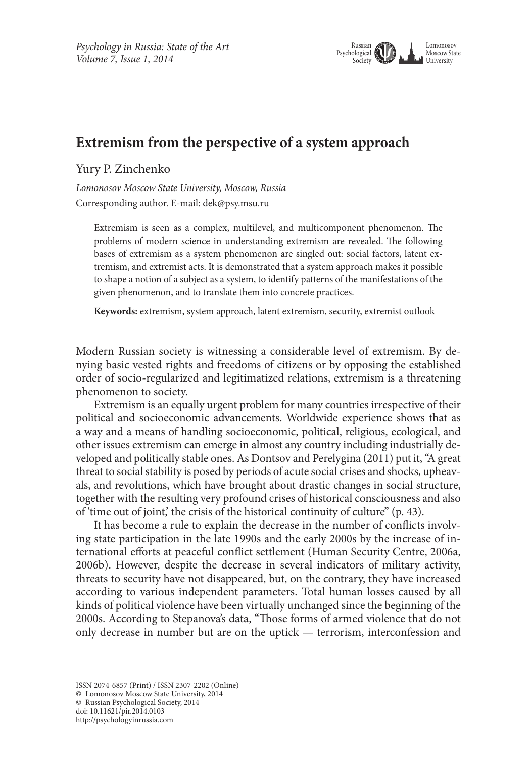# Extremism from the perspective of a system approach

Yury P. Zinchenko

*Lomonosov Moscow State University, Moscow, Russia*

Corresponding author. E-mail: dek@psy.msu.ru

> Extremism is seen as a complex, multilevel, and multicomponent phenomenon. The problems of modern science in understanding extremism are revealed. The following bases of extremism as a system phenomenon are singled out: social factors, latent extremism, and extremist acts. It is demonstrated that a system approach makes it possible to shape a notion of a subject as a system, to identify patterns of the manifestations of the given phenomenon, and to translate them into concrete practices.
>
> **Keywords:** extremism, system approach, latent extremism, security, extremist outlook

Modern Russian society is witnessing a considerable level of extremism. By denying basic vested rights and freedoms of citizens or by opposing the established order of socio-regularized and legitimatized relations, extremism is a threatening phenomenon to society.

Extremism is an equally urgent problem for many countries irrespective of their political and socioeconomic advancements. Worldwide experience shows that as a way and a means of handling socioeconomic, political, religious, ecological, and other issues extremism can emerge in almost any country including industrially developed and politically stable ones. As Dontsov and Perelygina (2011) put it, "A great threat to social stability is posed by periods of acute social crises and shocks, upheavals, and revolutions, which have brought about drastic changes in social structure, together with the resulting very profound crises of historical consciousness and also of 'time out of joint,' the crisis of the historical continuity of culture" (p. 43).

It has become a rule to explain the decrease in the number of conflicts involving state participation in the late 1990s and the early 2000s by the increase of international efforts at peaceful conflict settlement (Human Security Centre, 2006a, 2006b). However, despite the decrease in several indicators of military activity, threats to security have not disappeared, but, on the contrary, they have increased according to various independent parameters. Total human losses caused by all kinds of political violence have been virtually unchanged since the beginning of the 2000s. According to Stepanova's data, "Those forms of armed violence that do not only decrease in number but are on the uptick — terrorism, interconfession and

ISSN 2074-6857 (Print) / ISSN 2307-2202 (Online)
© Lomonosov Moscow State University, 2014
© Russian Psychological Society, 2014
doi: 10.11621/pir.2014.0103
http://psychologyinrussia.com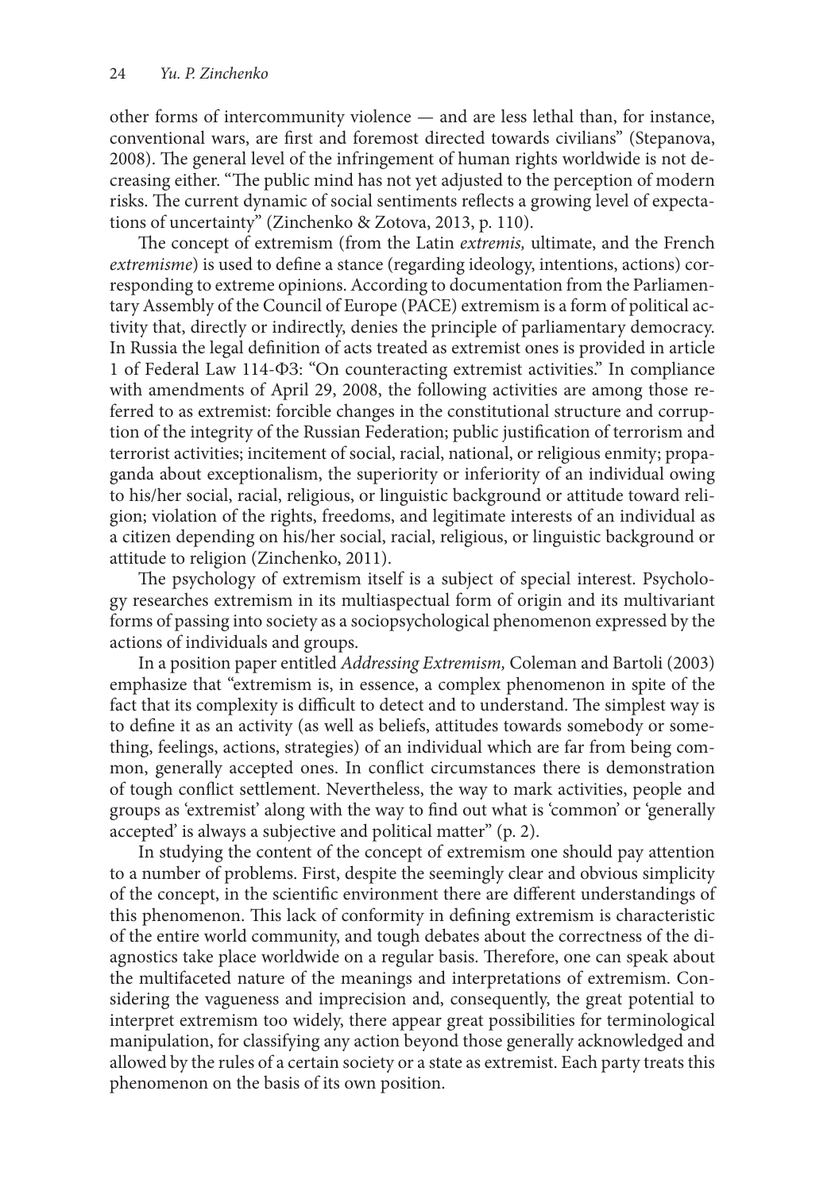other forms of intercommunity violence — and are less lethal than, for instance, conventional wars, are first and foremost directed towards civilians" (Stepanova, 2008). The general level of the infringement of human rights worldwide is not decreasing either. "The public mind has not yet adjusted to the perception of modern risks. The current dynamic of social sentiments reflects a growing level of expectations of uncertainty" (Zinchenko & Zotova, 2013, p. 110).

The concept of extremism (from the Latin *extremis,* ultimate, and the French *extremisme*) is used to define a stance (regarding ideology, intentions, actions) corresponding to extreme opinions. According to documentation from the Parliamentary Assembly of the Council of Europe (PACE) extremism is a form of political activity that, directly or indirectly, denies the principle of parliamentary democracy. In Russia the legal definition of acts treated as extremist ones is provided in article 1 of Federal Law 114-ФЗ: "On counteracting extremist activities." In compliance with amendments of April 29, 2008, the following activities are among those referred to as extremist: forcible changes in the constitutional structure and corruption of the integrity of the Russian Federation; public justification of terrorism and terrorist activities; incitement of social, racial, national, or religious enmity; propaganda about exceptionalism, the superiority or inferiority of an individual owing to his/her social, racial, religious, or linguistic background or attitude toward religion; violation of the rights, freedoms, and legitimate interests of an individual as a citizen depending on his/her social, racial, religious, or linguistic background or attitude to religion (Zinchenko, 2011).

The psychology of extremism itself is a subject of special interest. Psychology researches extremism in its multiaspectual form of origin and its multivariant forms of passing into society as a sociopsychological phenomenon expressed by the actions of individuals and groups.

In a position paper entitled *Addressing Extremism,* Coleman and Bartoli (2003) emphasize that "extremism is, in essence, a complex phenomenon in spite of the fact that its complexity is difficult to detect and to understand. The simplest way is to define it as an activity (as well as beliefs, attitudes towards somebody or something, feelings, actions, strategies) of an individual which are far from being common, generally accepted ones. In conflict circumstances there is demonstration of tough conflict settlement. Nevertheless, the way to mark activities, people and groups as 'extremist' along with the way to find out what is 'common' or 'generally accepted' is always a subjective and political matter" (p. 2).

In studying the content of the concept of extremism one should pay attention to a number of problems. First, despite the seemingly clear and obvious simplicity of the concept, in the scientific environment there are different understandings of this phenomenon. This lack of conformity in defining extremism is characteristic of the entire world community, and tough debates about the correctness of the diagnostics take place worldwide on a regular basis. Therefore, one can speak about the multifaceted nature of the meanings and interpretations of extremism. Considering the vagueness and imprecision and, consequently, the great potential to interpret extremism too widely, there appear great possibilities for terminological manipulation, for classifying any action beyond those generally acknowledged and allowed by the rules of a certain society or a state as extremist. Each party treats this phenomenon on the basis of its own position.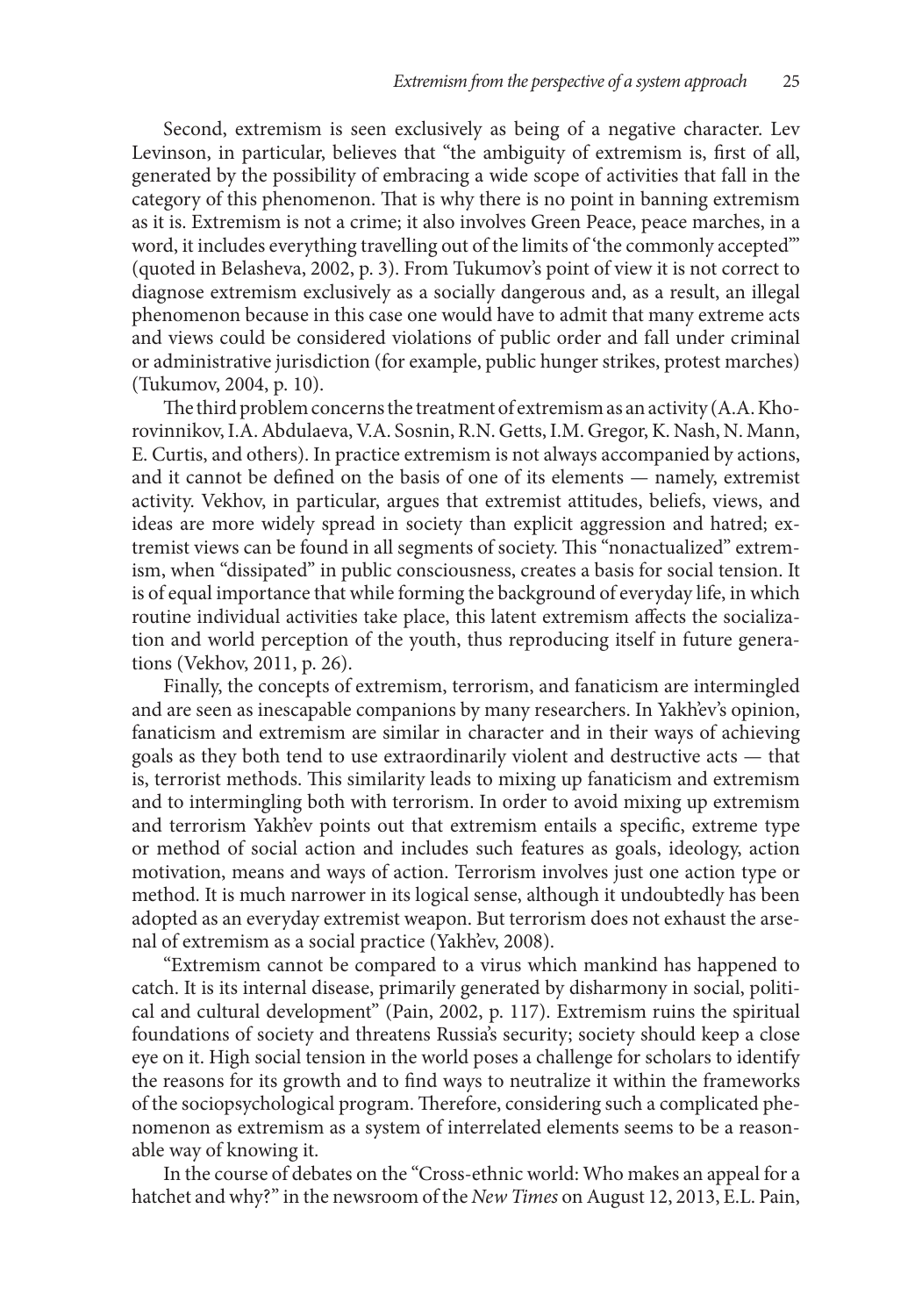Second, extremism is seen exclusively as being of a negative character. Lev Levinson, in particular, believes that "the ambiguity of extremism is, first of all, generated by the possibility of embracing a wide scope of activities that fall in the category of this phenomenon. That is why there is no point in banning extremism as it is. Extremism is not a crime; it also involves Green Peace, peace marches, in a word, it includes everything travelling out of the limits of 'the commonly accepted'" (quoted in Belasheva, 2002, p. 3). From Tukumov's point of view it is not correct to diagnose extremism exclusively as a socially dangerous and, as a result, an illegal phenomenon because in this case one would have to admit that many extreme acts and views could be considered violations of public order and fall under criminal or administrative jurisdiction (for example, public hunger strikes, protest marches) (Tukumov, 2004, p. 10).

The third problem concerns the treatment of extremism as an activity (A.A. Khorovinnikov, I.A. Abdulaeva, V.A. Sosnin, R.N. Getts, I.M. Gregor, K. Nash, N. Mann, E. Curtis, and others). In practice extremism is not always accompanied by actions, and it cannot be defined on the basis of one of its elements — namely, extremist activity. Vekhov, in particular, argues that extremist attitudes, beliefs, views, and ideas are more widely spread in society than explicit aggression and hatred; extremist views can be found in all segments of society. This "nonactualized" extremism, when "dissipated" in public consciousness, creates a basis for social tension. It is of equal importance that while forming the background of everyday life, in which routine individual activities take place, this latent extremism affects the socialization and world perception of the youth, thus reproducing itself in future generations (Vekhov, 2011, p. 26).

Finally, the concepts of extremism, terrorism, and fanaticism are intermingled and are seen as inescapable companions by many researchers. In Yakh'ev's opinion, fanaticism and extremism are similar in character and in their ways of achieving goals as they both tend to use extraordinarily violent and destructive acts — that is, terrorist methods. This similarity leads to mixing up fanaticism and extremism and to intermingling both with terrorism. In order to avoid mixing up extremism and terrorism Yakh'ev points out that extremism entails a specific, extreme type or method of social action and includes such features as goals, ideology, action motivation, means and ways of action. Terrorism involves just one action type or method. It is much narrower in its logical sense, although it undoubtedly has been adopted as an everyday extremist weapon. But terrorism does not exhaust the arsenal of extremism as a social practice (Yakh'ev, 2008).

"Extremism cannot be compared to a virus which mankind has happened to catch. It is its internal disease, primarily generated by disharmony in social, political and cultural development" (Pain, 2002, p. 117). Extremism ruins the spiritual foundations of society and threatens Russia's security; society should keep a close eye on it. High social tension in the world poses a challenge for scholars to identify the reasons for its growth and to find ways to neutralize it within the frameworks of the sociopsychological program. Therefore, considering such a complicated phenomenon as extremism as a system of interrelated elements seems to be a reasonable way of knowing it.

In the course of debates on the "Cross-ethnic world: Who makes an appeal for a hatchet and why?" in the newsroom of the *New Times* on August 12, 2013, E.L. Pain,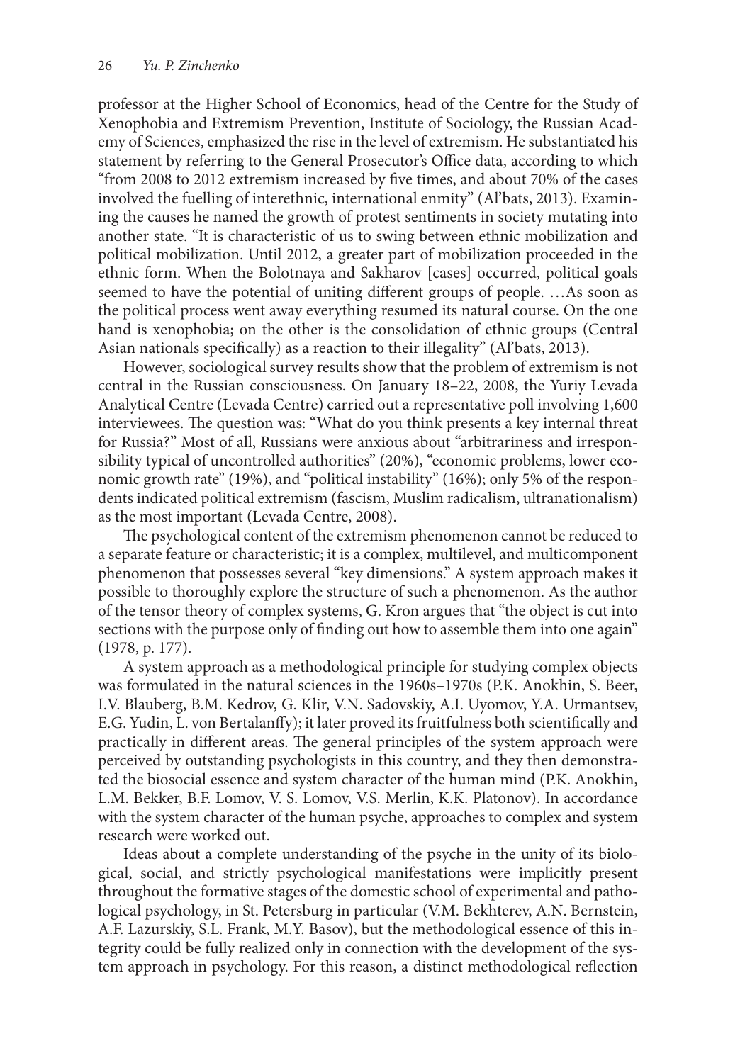professor at the Higher School of Economics, head of the Centre for the Study of Xenophobia and Extremism Prevention, Institute of Sociology, the Russian Academy of Sciences, emphasized the rise in the level of extremism. He substantiated his statement by referring to the General Prosecutor's Office data, according to which "from 2008 to 2012 extremism increased by five times, and about 70% of the cases involved the fuelling of interethnic, international enmity" (Al'bats, 2013). Examining the causes he named the growth of protest sentiments in society mutating into another state. "It is characteristic of us to swing between ethnic mobilization and political mobilization. Until 2012, a greater part of mobilization proceeded in the ethnic form. When the Bolotnaya and Sakharov [cases] occurred, political goals seemed to have the potential of uniting different groups of people. …As soon as the political process went away everything resumed its natural course. On the one hand is xenophobia; on the other is the consolidation of ethnic groups (Central Asian nationals specifically) as a reaction to their illegality" (Al'bats, 2013).

However, sociological survey results show that the problem of extremism is not central in the Russian consciousness. On January 18–22, 2008, the Yuriy Levada Analytical Centre (Levada Centre) carried out a representative poll involving 1,600 interviewees. The question was: "What do you think presents a key internal threat for Russia?" Most of all, Russians were anxious about "arbitrariness and irresponsibility typical of uncontrolled authorities" (20%), "economic problems, lower economic growth rate" (19%), and "political instability" (16%); only 5% of the respondents indicated political extremism (fascism, Muslim radicalism, ultranationalism) as the most important (Levada Centre, 2008).

The psychological content of the extremism phenomenon cannot be reduced to a separate feature or characteristic; it is a complex, multilevel, and multicomponent phenomenon that possesses several "key dimensions." A system approach makes it possible to thoroughly explore the structure of such a phenomenon. As the author of the tensor theory of complex systems, G. Kron argues that "the object is cut into sections with the purpose only of finding out how to assemble them into one again" (1978, p. 177).

A system approach as a methodological principle for studying complex objects was formulated in the natural sciences in the 1960s–1970s (P.K. Anokhin, S. Beer, I.V. Blauberg, B.M. Kedrov, G. Klir, V.N. Sadovskiy, A.I. Uyomov, Y.A. Urmantsev, E.G. Yudin, L. von Bertalanffy); it later proved its fruitfulness both scientifically and practically in different areas. The general principles of the system approach were perceived by outstanding psychologists in this country, and they then demonstrated the biosocial essence and system character of the human mind (P.K. Anokhin, L.M. Bekker, B.F. Lomov, V. S. Lomov, V.S. Merlin, K.K. Platonov). In accordance with the system character of the human psyche, approaches to complex and system research were worked out.

Ideas about a complete understanding of the psyche in the unity of its biological, social, and strictly psychological manifestations were implicitly present throughout the formative stages of the domestic school of experimental and pathological psychology, in St. Petersburg in particular (V.M. Bekhterev, A.N. Bernstein, A.F. Lazurskiy, S.L. Frank, M.Y. Basov), but the methodological essence of this integrity could be fully realized only in connection with the development of the system approach in psychology. For this reason, a distinct methodological reflection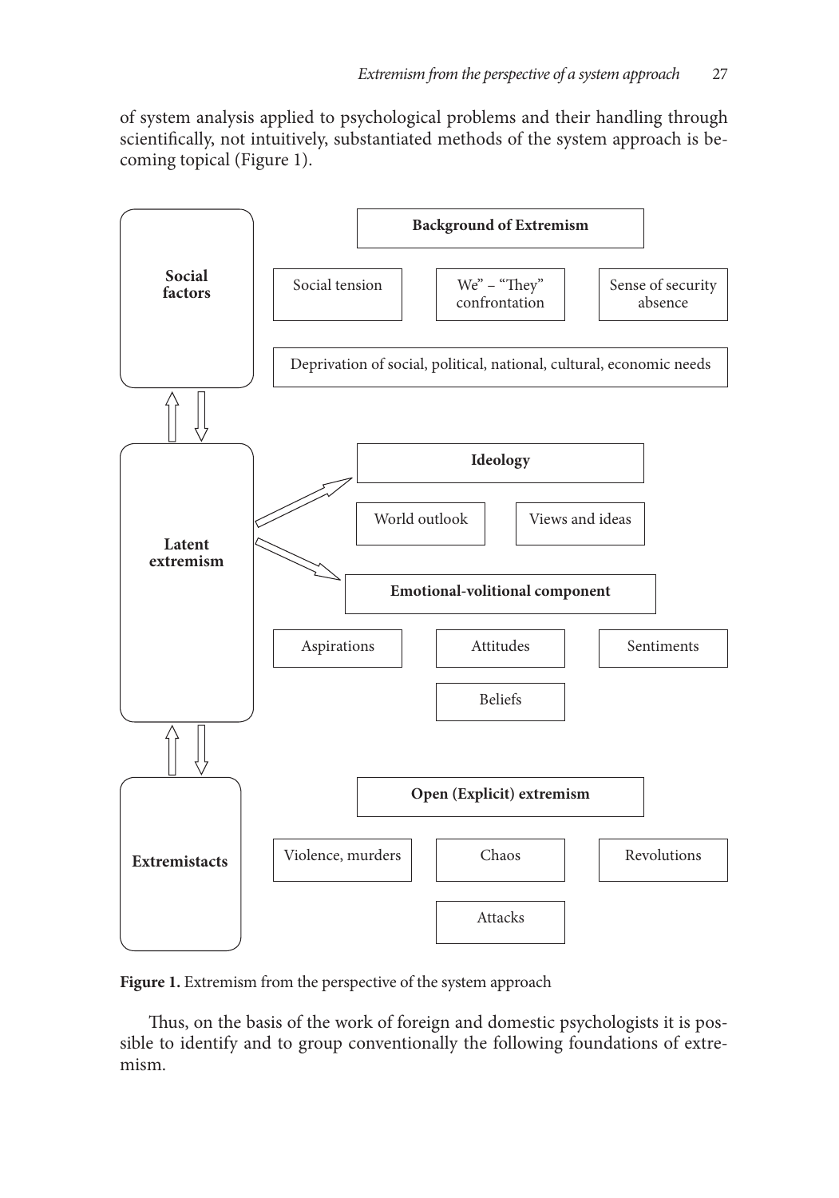of system analysis applied to psychological problems and their handling through scientifically, not intuitively, substantiated methods of the system approach is becoming topical (Figure 1).

**Social factors**

**Background of Extremism**

- Social tension
- We" – "They" confrontation
- Sense of security absence
- Deprivation of social, political, national, cultural, economic needs

**Latent extremism**

**Ideology**

- World outlook
- Views and ideas

**Emotional-volitional component**

- Aspirations
- Attitudes
- Sentiments
- Beliefs

**Extremistacts**

**Open (Explicit) extremism**

- Violence, murders
- Chaos
- Revolutions
- Attacks

**Figure 1.** Extremism from the perspective of the system approach

Thus, on the basis of the work of foreign and domestic psychologists it is possible to identify and to group conventionally the following foundations of extremism.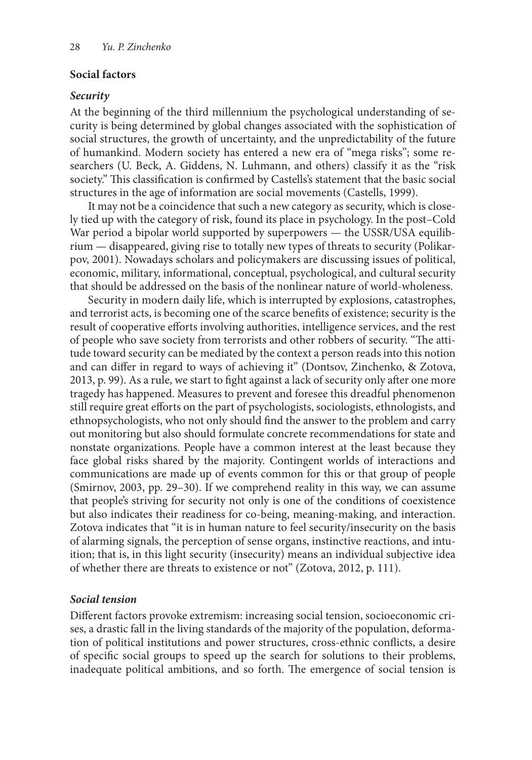### Social factors

#### *Security*

At the beginning of the third millennium the psychological understanding of security is being determined by global changes associated with the sophistication of social structures, the growth of uncertainty, and the unpredictability of the future of humankind. Modern society has entered a new era of "mega risks"; some researchers (U. Beck, A. Giddens, N. Luhmann, and others) classify it as the "risk society." This classification is confirmed by Castells's statement that the basic social structures in the age of information are social movements (Castells, 1999).

It may not be a coincidence that such a new category as security, which is closely tied up with the category of risk, found its place in psychology. In the post–Cold War period a bipolar world supported by superpowers — the USSR/USA equilibrium — disappeared, giving rise to totally new types of threats to security (Polikarpov, 2001). Nowadays scholars and policymakers are discussing issues of political, economic, military, informational, conceptual, psychological, and cultural security that should be addressed on the basis of the nonlinear nature of world-wholeness.

Security in modern daily life, which is interrupted by explosions, catastrophes, and terrorist acts, is becoming one of the scarce benefits of existence; security is the result of cooperative efforts involving authorities, intelligence services, and the rest of people who save society from terrorists and other robbers of security. "The attitude toward security can be mediated by the context a person reads into this notion and can differ in regard to ways of achieving it" (Dontsov, Zinchenko, & Zotova, 2013, p. 99). As a rule, we start to fight against a lack of security only after one more tragedy has happened. Measures to prevent and foresee this dreadful phenomenon still require great efforts on the part of psychologists, sociologists, ethnologists, and ethnopsychologists, who not only should find the answer to the problem and carry out monitoring but also should formulate concrete recommendations for state and nonstate organizations. People have a common interest at the least because they face global risks shared by the majority. Contingent worlds of interactions and communications are made up of events common for this or that group of people (Smirnov, 2003, pp. 29–30). If we comprehend reality in this way, we can assume that people's striving for security not only is one of the conditions of coexistence but also indicates their readiness for co-being, meaning-making, and interaction. Zotova indicates that "it is in human nature to feel security/insecurity on the basis of alarming signals, the perception of sense organs, instinctive reactions, and intuition; that is, in this light security (insecurity) means an individual subjective idea of whether there are threats to existence or not" (Zotova, 2012, p. 111).

#### *Social tension*

Different factors provoke extremism: increasing social tension, socioeconomic crises, a drastic fall in the living standards of the majority of the population, deformation of political institutions and power structures, cross-ethnic conflicts, a desire of specific social groups to speed up the search for solutions to their problems, inadequate political ambitions, and so forth. The emergence of social tension is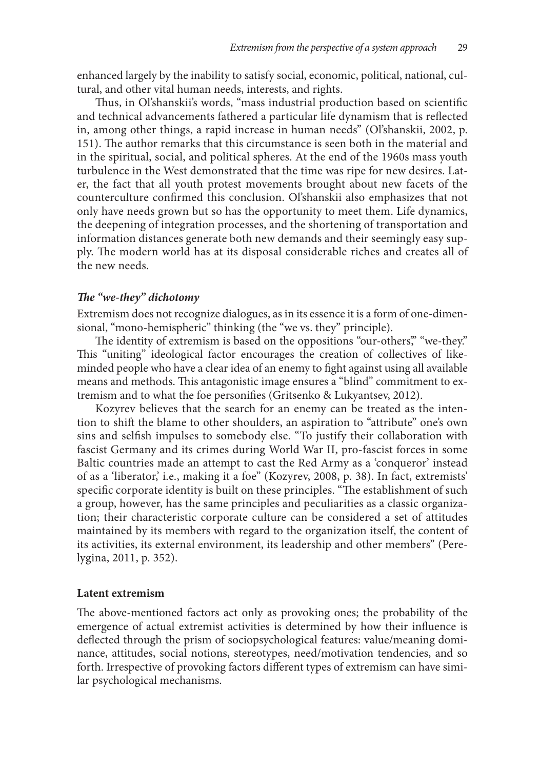enhanced largely by the inability to satisfy social, economic, political, national, cultural, and other vital human needs, interests, and rights.

Thus, in Ol'shanskii's words, "mass industrial production based on scientific and technical advancements fathered a particular life dynamism that is reflected in, among other things, a rapid increase in human needs" (Ol'shanskii, 2002, p. 151). The author remarks that this circumstance is seen both in the material and in the spiritual, social, and political spheres. At the end of the 1960s mass youth turbulence in the West demonstrated that the time was ripe for new desires. Later, the fact that all youth protest movements brought about new facets of the counterculture confirmed this conclusion. Ol'shanskii also emphasizes that not only have needs grown but so has the opportunity to meet them. Life dynamics, the deepening of integration processes, and the shortening of transportation and information distances generate both new demands and their seemingly easy supply. The modern world has at its disposal considerable riches and creates all of the new needs.

### *The "we-they" dichotomy*

Extremism does not recognize dialogues, as in its essence it is a form of one-dimensional, "mono-hemispheric" thinking (the "we vs. they" principle).

The identity of extremism is based on the oppositions "our-others," "we-they." This "uniting" ideological factor encourages the creation of collectives of like-minded people who have a clear idea of an enemy to fight against using all available means and methods. This antagonistic image ensures a "blind" commitment to extremism and to what the foe personifies (Gritsenko & Lukyantsev, 2012).

Kozyrev believes that the search for an enemy can be treated as the intention to shift the blame to other shoulders, an aspiration to "attribute" one's own sins and selfish impulses to somebody else. "To justify their collaboration with fascist Germany and its crimes during World War II, pro-fascist forces in some Baltic countries made an attempt to cast the Red Army as a 'conqueror' instead of as a 'liberator,' i.e., making it a foe" (Kozyrev, 2008, p. 38). In fact, extremists' specific corporate identity is built on these principles. "The establishment of such a group, however, has the same principles and peculiarities as a classic organization; their characteristic corporate culture can be considered a set of attitudes maintained by its members with regard to the organization itself, the content of its activities, its external environment, its leadership and other members" (Perelygina, 2011, p. 352).

## Latent extremism

The above-mentioned factors act only as provoking ones; the probability of the emergence of actual extremist activities is determined by how their influence is deflected through the prism of sociopsychological features: value/meaning dominance, attitudes, social notions, stereotypes, need/motivation tendencies, and so forth. Irrespective of provoking factors different types of extremism can have similar psychological mechanisms.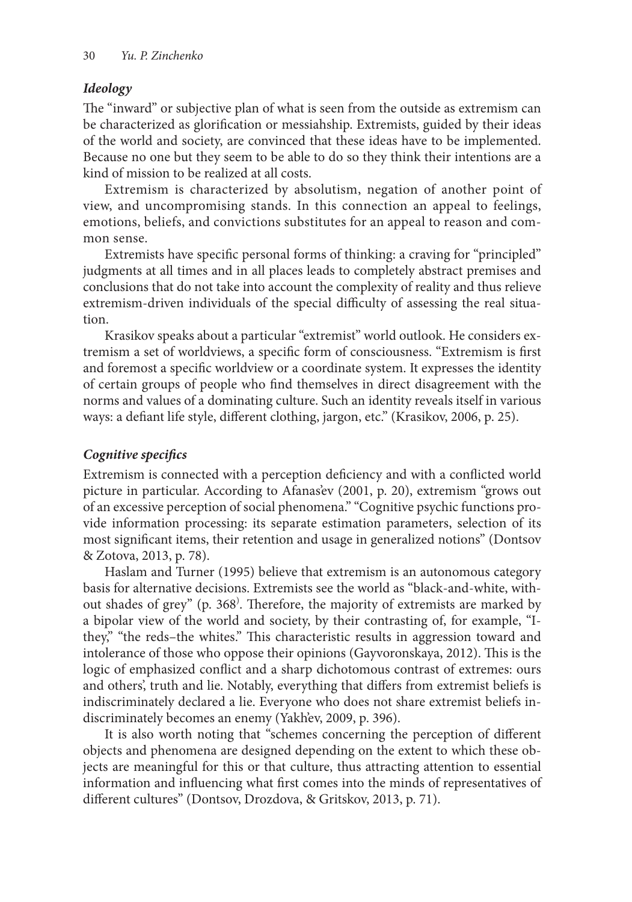### *Ideology*

The "inward" or subjective plan of what is seen from the outside as extremism can be characterized as glorification or messiahship. Extremists, guided by their ideas of the world and society, are convinced that these ideas have to be implemented. Because no one but they seem to be able to do so they think their intentions are a kind of mission to be realized at all costs.

Extremism is characterized by absolutism, negation of another point of view, and uncompromising stands. In this connection an appeal to feelings, emotions, beliefs, and convictions substitutes for an appeal to reason and common sense.

Extremists have specific personal forms of thinking: a craving for "principled" judgments at all times and in all places leads to completely abstract premises and conclusions that do not take into account the complexity of reality and thus relieve extremism-driven individuals of the special difficulty of assessing the real situation.

Krasikov speaks about a particular "extremist" world outlook. He considers extremism a set of worldviews, a specific form of consciousness. "Extremism is first and foremost a specific worldview or a coordinate system. It expresses the identity of certain groups of people who find themselves in direct disagreement with the norms and values of a dominating culture. Such an identity reveals itself in various ways: a defiant life style, different clothing, jargon, etc." (Krasikov, 2006, p. 25).

### *Cognitive specifics*

Extremism is connected with a perception deficiency and with a conflicted world picture in particular. According to Afanas'ev (2001, p. 20), extremism "grows out of an excessive perception of social phenomena." "Cognitive psychic functions provide information processing: its separate estimation parameters, selection of its most significant items, their retention and usage in generalized notions" (Dontsov & Zotova, 2013, p. 78).

Haslam and Turner (1995) believe that extremism is an autonomous category basis for alternative decisions. Extremists see the world as "black-and-white, without shades of grey" (p. 368). Therefore, the majority of extremists are marked by a bipolar view of the world and society, by their contrasting of, for example, "I-they," "the reds–the whites." This characteristic results in aggression toward and intolerance of those who oppose their opinions (Gayvoronskaya, 2012). This is the logic of emphasized conflict and a sharp dichotomous contrast of extremes: ours and others', truth and lie. Notably, everything that differs from extremist beliefs is indiscriminately declared a lie. Everyone who does not share extremist beliefs indiscriminately becomes an enemy (Yakh'ev, 2009, p. 396).

It is also worth noting that "schemes concerning the perception of different objects and phenomena are designed depending on the extent to which these objects are meaningful for this or that culture, thus attracting attention to essential information and influencing what first comes into the minds of representatives of different cultures" (Dontsov, Drozdova, & Gritskov, 2013, p. 71).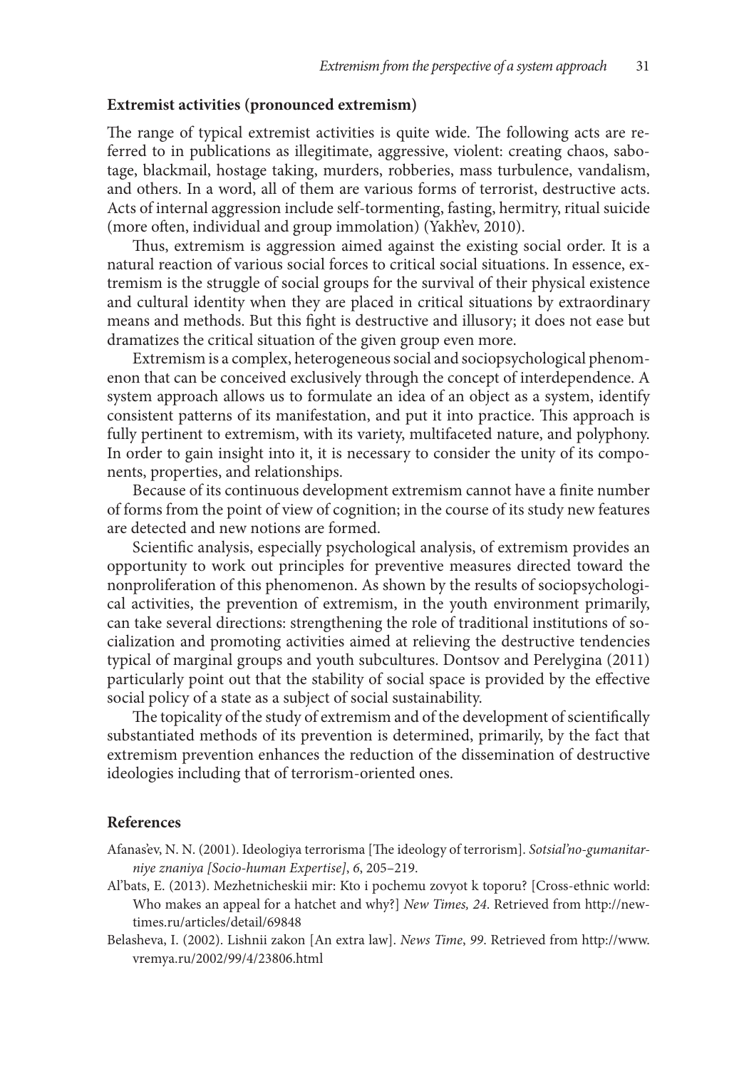### Extremist activities (pronounced extremism)

The range of typical extremist activities is quite wide. The following acts are referred to in publications as illegitimate, aggressive, violent: creating chaos, sabotage, blackmail, hostage taking, murders, robberies, mass turbulence, vandalism, and others. In a word, all of them are various forms of terrorist, destructive acts. Acts of internal aggression include self-tormenting, fasting, hermitry, ritual suicide (more often, individual and group immolation) (Yakh'ev, 2010).

Thus, extremism is aggression aimed against the existing social order. It is a natural reaction of various social forces to critical social situations. In essence, extremism is the struggle of social groups for the survival of their physical existence and cultural identity when they are placed in critical situations by extraordinary means and methods. But this fight is destructive and illusory; it does not ease but dramatizes the critical situation of the given group even more.

Extremism is a complex, heterogeneous social and sociopsychological phenomenon that can be conceived exclusively through the concept of interdependence. A system approach allows us to formulate an idea of an object as a system, identify consistent patterns of its manifestation, and put it into practice. This approach is fully pertinent to extremism, with its variety, multifaceted nature, and polyphony. In order to gain insight into it, it is necessary to consider the unity of its components, properties, and relationships.

Because of its continuous development extremism cannot have a finite number of forms from the point of view of cognition; in the course of its study new features are detected and new notions are formed.

Scientific analysis, especially psychological analysis, of extremism provides an opportunity to work out principles for preventive measures directed toward the nonproliferation of this phenomenon. As shown by the results of sociopsychological activities, the prevention of extremism, in the youth environment primarily, can take several directions: strengthening the role of traditional institutions of socialization and promoting activities aimed at relieving the destructive tendencies typical of marginal groups and youth subcultures. Dontsov and Perelygina (2011) particularly point out that the stability of social space is provided by the effective social policy of a state as a subject of social sustainability.

The topicality of the study of extremism and of the development of scientifically substantiated methods of its prevention is determined, primarily, by the fact that extremism prevention enhances the reduction of the dissemination of destructive ideologies including that of terrorism-oriented ones.

### References

Afanas'ev, N. N. (2001). Ideologiya terrorisma [The ideology of terrorism]. *Sotsial'no-gumanitarniye znaniya [Socio-human Expertise]*, *6*, 205–219.

Al'bats, E. (2013). Mezhetnicheskii mir: Kto i pochemu zovyot k toporu? [Cross-ethnic world: Who makes an appeal for a hatchet and why?] *New Times, 24*. Retrieved from http://newtimes.ru/articles/detail/69848

Belasheva, I. (2002). Lishnii zakon [An extra law]. *News Time*, *99*. Retrieved from http://www.vremya.ru/2002/99/4/23806.html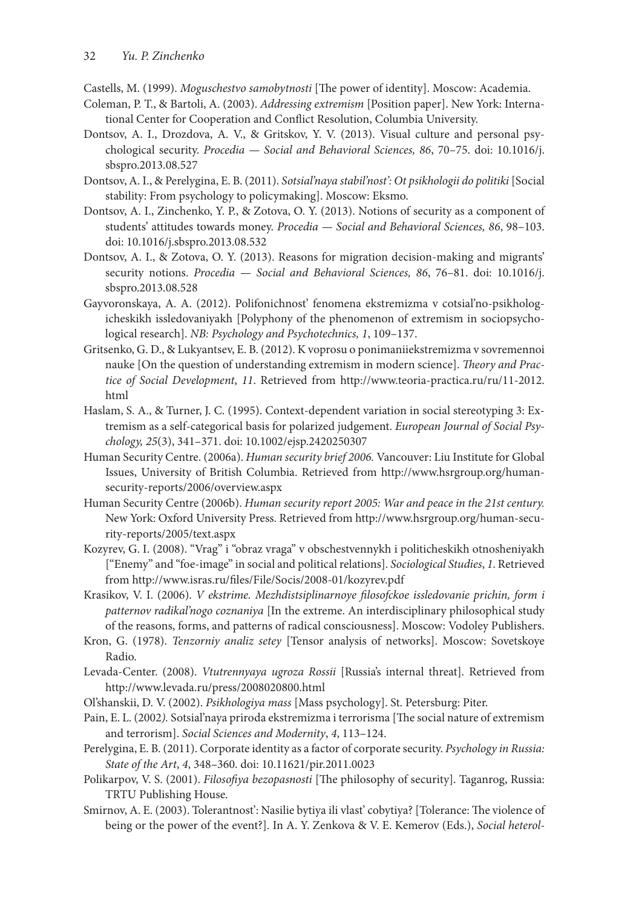Castells, M. (1999). *Moguschestvo samobytnosti* [The power of identity]. Moscow: Academia.

Coleman, P. T., & Bartoli, A. (2003). *Addressing extremism* [Position paper]. New York: International Center for Cooperation and Conflict Resolution, Columbia University.

Dontsov, A. I., Drozdova, A. V., & Gritskov, Y. V. (2013). Visual culture and personal psychological security. *Procedia — Social and Behavioral Sciences, 86*, 70–75. doi: 10.1016/j.sbspro.2013.08.527

Dontsov, A. I., & Perelygina, E. B. (2011). *Sotsial'naya stabil'nost': Ot psikhologii do politiki* [Social stability: From psychology to policymaking]. Moscow: Eksmo.

Dontsov, A. I., Zinchenko, Y. P., & Zotova, O. Y. (2013). Notions of security as a component of students' attitudes towards money. *Procedia — Social and Behavioral Sciences, 86*, 98–103. doi: 10.1016/j.sbspro.2013.08.532

Dontsov, A. I., & Zotova, O. Y. (2013). Reasons for migration decision-making and migrants' security notions. *Procedia — Social and Behavioral Sciences, 86*, 76–81. doi: 10.1016/j.sbspro.2013.08.528

Gayvoronskaya, A. A. (2012). Polifonichnost' fenomena ekstremizma v cotsial'no-psikhologicheskikh issledovaniyakh [Polyphony of the phenomenon of extremism in sociopsychological research]. *NB: Psychology and Psychotechnics, 1*, 109–137.

Gritsenko, G. D., & Lukyantsev, E. B. (2012). K voprosu o ponimaniiekstremizma v sovremennoi nauke [On the question of understanding extremism in modern science]. *Theory and Practice of Social Development*, *11*. Retrieved from http://www.teoria-practica.ru/ru/11-2012.html

Haslam, S. A., & Turner, J. C. (1995). Context-dependent variation in social stereotyping 3: Extremism as a self-categorical basis for polarized judgement. *European Journal of Social Psychology, 25*(3), 341–371. doi: 10.1002/ejsp.2420250307

Human Security Centre. (2006a). *Human security brief 2006.* Vancouver: Liu Institute for Global Issues, University of British Columbia. Retrieved from http://www.hsrgroup.org/human-security-reports/2006/overview.aspx

Human Security Centre (2006b). *Human security report 2005: War and peace in the 21st century.* New York: Oxford University Press. Retrieved from http://www.hsrgroup.org/human-security-reports/2005/text.aspx

Kozyrev, G. I. (2008). "Vrag" i "obraz vraga" v obschestvennykh i politicheskikh otnosheniyakh ["Enemy" and "foe-image" in social and political relations]. *Sociological Studies*, *1*. Retrieved from http://www.isras.ru/files/File/Socis/2008-01/kozyrev.pdf

Krasikov, V. I. (2006). *V ekstrime. Mezhdistsiplinarnoye filosofckoe issledovanie prichin, form i patternov radikal'nogo coznaniya* [In the extreme. An interdisciplinary philosophical study of the reasons, forms, and patterns of radical consciousness]. Moscow: Vodoley Publishers.

Kron, G. (1978). *Tenzorniy analiz setey* [Tensor analysis of networks]. Moscow: Sovetskoye Radio.

Levada-Center. (2008). *Vtutrennyaya ugroza Rossii* [Russia's internal threat]. Retrieved from http://www.levada.ru/press/2008020800.html

Ol'shanskii, D. V. (2002). *Psikhologiya mass* [Mass psychology]. St. Petersburg: Piter.

Pain, E. L. (2002*).* Sotsial'naya priroda ekstremizma i terrorisma [The social nature of extremism and terrorism]. *Social Sciences and Modernity*, *4*, 113–124.

Perelygina, E. B. (2011). Corporate identity as a factor of corporate security. *Psychology in Russia: State of the Art*, *4*, 348–360. doi: 10.11621/pir.2011.0023

Polikarpov, V. S. (2001). *Filosofiya bezopasnosti* [The philosophy of security]. Taganrog, Russia: TRTU Publishing House.

Smirnov, A. E. (2003). Tolerantnost': Nasilie bytiya ili vlast' cobytiya? [Tolerance: The violence of being or the power of the event?]. In A. Y. Zenkova & V. E. Kemerov (Eds.), *Social heterol-*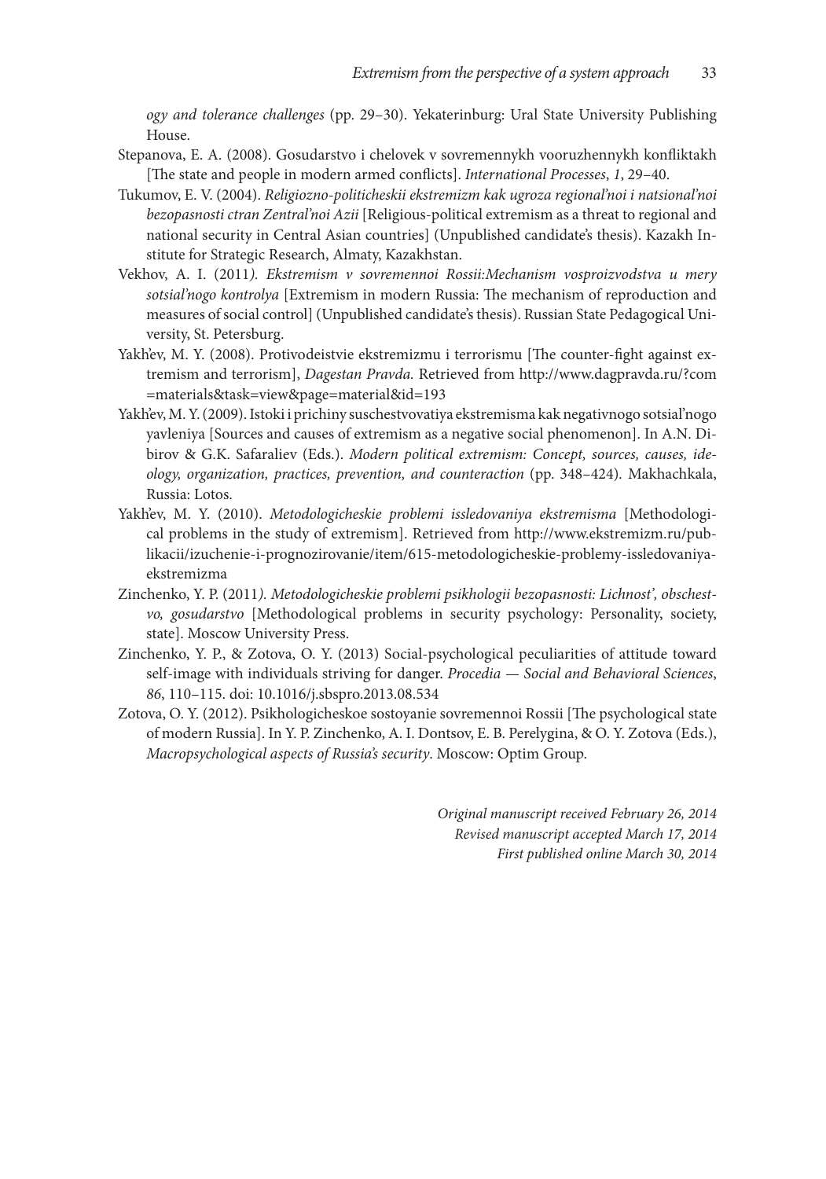*ogy and tolerance challenges* (pp. 29–30). Yekaterinburg: Ural State University Publishing House.

Stepanova, E. A. (2008). Gosudarstvo i chelovek v sovremennykh vooruzhennykh konfliktakh [The state and people in modern armed conflicts]. *International Processes*, *1*, 29–40.

Tukumov, E. V. (2004). *Religiozno-politicheskii ekstremizm kak ugroza regional'noi i natsional'noi bezopasnosti ctran Zentral'noi Azii* [Religious-political extremism as a threat to regional and national security in Central Asian countries] (Unpublished candidate's thesis). Kazakh Institute for Strategic Research, Almaty, Kazakhstan.

Vekhov, A. I. (2011*). Ekstremism v sovremennoi Rossii:Mechanism vosproizvodstva u mery sotsial'nogo kontrolya* [Extremism in modern Russia: The mechanism of reproduction and measures of social control] (Unpublished candidate's thesis). Russian State Pedagogical University, St. Petersburg.

Yakh'ev, M. Y. (2008). Protivodeistvie ekstremizmu i terrorismu [The counter-fight against extremism and terrorism], *Dagestan Pravda.* Retrieved from http://www.dagpravda.ru/?com=materials&task=view&page=material&id=193

Yakh'ev, M. Y. (2009). Istoki i prichiny suschestvovatiya ekstremisma kak negativnogo sotsial'nogo yavleniya [Sources and causes of extremism as a negative social phenomenon]. In A.N. Dibirov & G.K. Safaraliev (Eds.). *Modern political extremism: Concept, sources, causes, ideology, organization, practices, prevention, and counteraction* (pp. 348–424). Makhachkala, Russia: Lotos.

Yakh'ev, M. Y. (2010). *Metodologicheskie problemi issledovaniya ekstremisma* [Methodological problems in the study of extremism]. Retrieved from http://www.ekstremizm.ru/publikacii/izuchenie-i-prognozirovanie/item/615-metodologicheskie-problemy-issledovaniya-ekstremizma

Zinchenko, Y. P. (2011*). Metodologicheskie problemi psikhologii bezopasnosti: Lichnost', obschestvo, gosudarstvo* [Methodological problems in security psychology: Personality, society, state]. Moscow University Press.

Zinchenko, Y. P., & Zotova, O. Y. (2013) Social-psychological peculiarities of attitude toward self-image with individuals striving for danger. *Procedia — Social and Behavioral Sciences*, *86*, 110–115. doi: 10.1016/j.sbspro.2013.08.534

Zotova, O. Y. (2012). Psikhologicheskoe sostoyanie sovremennoi Rossii [The psychological state of modern Russia]. In Y. P. Zinchenko, A. I. Dontsov, E. B. Perelygina, & O. Y. Zotova (Eds.), *Macropsychological aspects of Russia's security*. Moscow: Optim Group.

*Original manuscript received February 26, 2014*
*Revised manuscript accepted March 17, 2014*
*First published online March 30, 2014*